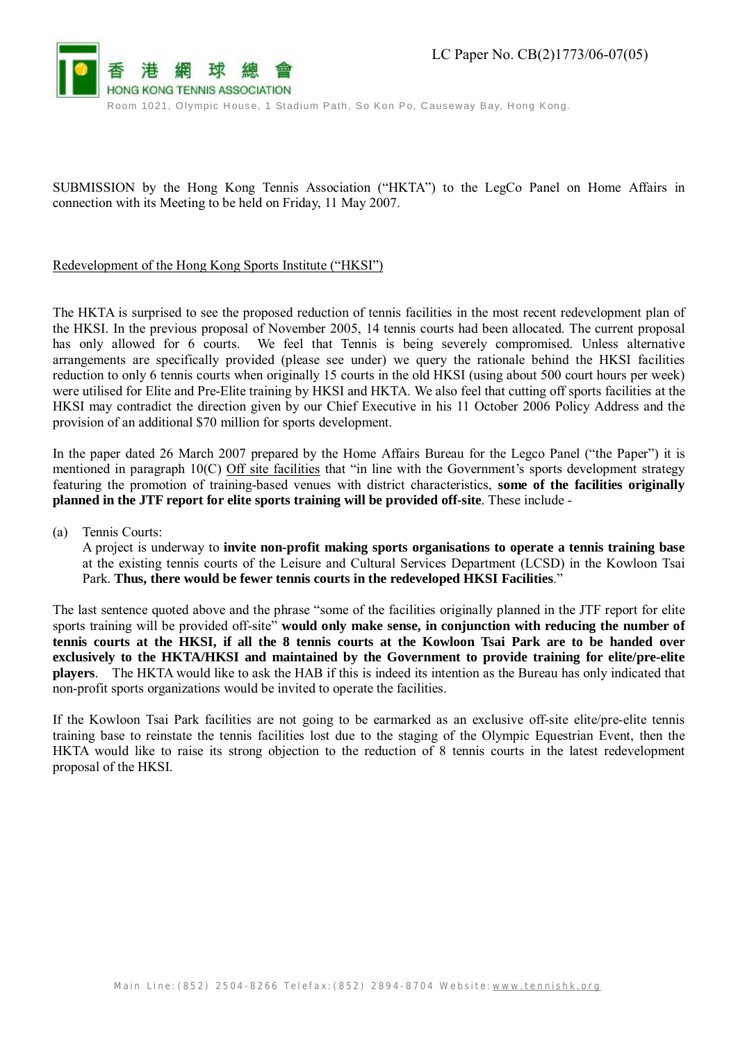LC Paper No. CB(2)1773/06-07(05)

香港網球總會
HONG KONG TENNIS ASSOCIATION
Room 1021, Olympic House, 1 Stadium Path, So Kon Po, Causeway Bay, Hong Kong.

SUBMISSION by the Hong Kong Tennis Association ("HKTA") to the LegCo Panel on Home Affairs in connection with its Meeting to be held on Friday, 11 May 2007.

<u>Redevelopment of the Hong Kong Sports Institute ("HKSI")</u>

The HKTA is surprised to see the proposed reduction of tennis facilities in the most recent redevelopment plan of the HKSI. In the previous proposal of November 2005, 14 tennis courts had been allocated. The current proposal has only allowed for 6 courts. We feel that Tennis is being severely compromised. Unless alternative arrangements are specifically provided (please see under) we query the rationale behind the HKSI facilities reduction to only 6 tennis courts when originally 15 courts in the old HKSI (using about 500 court hours per week) were utilised for Elite and Pre-Elite training by HKSI and HKTA. We also feel that cutting off sports facilities at the HKSI may contradict the direction given by our Chief Executive in his 11 October 2006 Policy Address and the provision of an additional $70 million for sports development.

In the paper dated 26 March 2007 prepared by the Home Affairs Bureau for the Legco Panel ("the Paper") it is mentioned in paragraph 10(C) <u>Off site facilities</u> that "in line with the Government's sports development strategy featuring the promotion of training-based venues with district characteristics, **some of the facilities originally planned in the JTF report for elite sports training will be provided off-site**. These include -

(a) Tennis Courts:
A project is underway to **invite non-profit making sports organisations to operate a tennis training base** at the existing tennis courts of the Leisure and Cultural Services Department (LCSD) in the Kowloon Tsai Park. **Thus, there would be fewer tennis courts in the redeveloped HKSI Facilities**."

The last sentence quoted above and the phrase "some of the facilities originally planned in the JTF report for elite sports training will be provided off-site" **would only make sense, in conjunction with reducing the number of tennis courts at the HKSI, if all the 8 tennis courts at the Kowloon Tsai Park are to be handed over exclusively to the HKTA/HKSI and maintained by the Government to provide training for elite/pre-elite players**. The HKTA would like to ask the HAB if this is indeed its intention as the Bureau has only indicated that non-profit sports organizations would be invited to operate the facilities.

If the Kowloon Tsai Park facilities are not going to be earmarked as an exclusive off-site elite/pre-elite tennis training base to reinstate the tennis facilities lost due to the staging of the Olympic Equestrian Event, then the HKTA would like to raise its strong objection to the reduction of 8 tennis courts in the latest redevelopment proposal of the HKSI.

Main Line: (852) 2504-8266 Telefax: (852) 2894-8704 Website: www.tennishk.org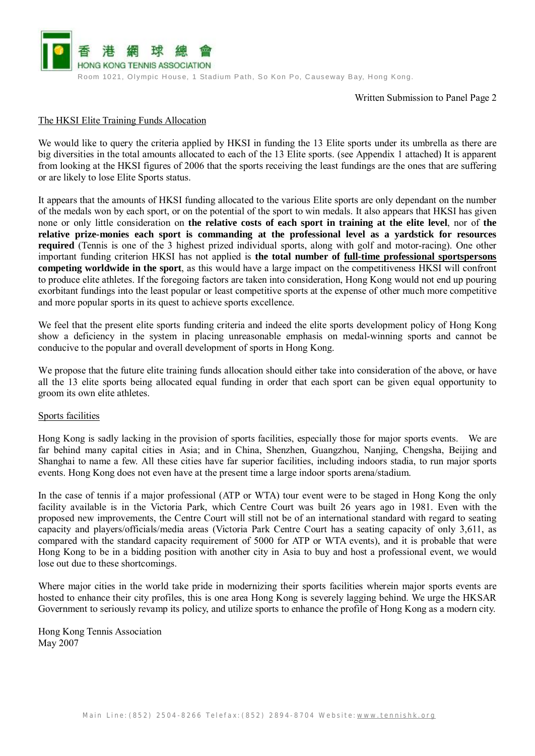The HKSI Elite Training Funds Allocation

We would like to query the criteria applied by HKSI in funding the 13 Elite sports under its umbrella as there are big diversities in the total amounts allocated to each of the 13 Elite sports. (see Appendix 1 attached) It is apparent from looking at the HKSI figures of 2006 that the sports receiving the least fundings are the ones that are suffering or are likely to lose Elite Sports status.

It appears that the amounts of HKSI funding allocated to the various Elite sports are only dependant on the number of the medals won by each sport, or on the potential of the sport to win medals. It also appears that HKSI has given none or only little consideration on **the relative costs of each sport in training at the elite level**, nor of **the relative prize-monies each sport is commanding at the professional level as a yardstick for resources required** (Tennis is one of the 3 highest prized individual sports, along with golf and motor-racing). One other important funding criterion HKSI has not applied is **the total number of full-time professional sportspersons competing worldwide in the sport**, as this would have a large impact on the competitiveness HKSI will confront to produce elite athletes. If the foregoing factors are taken into consideration, Hong Kong would not end up pouring exorbitant fundings into the least popular or least competitive sports at the expense of other much more competitive and more popular sports in its quest to achieve sports excellence.

We feel that the present elite sports funding criteria and indeed the elite sports development policy of Hong Kong show a deficiency in the system in placing unreasonable emphasis on medal-winning sports and cannot be conducive to the popular and overall development of sports in Hong Kong.

We propose that the future elite training funds allocation should either take into consideration of the above, or have all the 13 elite sports being allocated equal funding in order that each sport can be given equal opportunity to groom its own elite athletes.

Sports facilities

Hong Kong is sadly lacking in the provision of sports facilities, especially those for major sports events. We are far behind many capital cities in Asia; and in China, Shenzhen, Guangzhou, Nanjing, Chengsha, Beijing and Shanghai to name a few. All these cities have far superior facilities, including indoors stadia, to run major sports events. Hong Kong does not even have at the present time a large indoor sports arena/stadium.

In the case of tennis if a major professional (ATP or WTA) tour event were to be staged in Hong Kong the only facility available is in the Victoria Park, which Centre Court was built 26 years ago in 1981. Even with the proposed new improvements, the Centre Court will still not be of an international standard with regard to seating capacity and players/officials/media areas (Victoria Park Centre Court has a seating capacity of only 3,611, as compared with the standard capacity requirement of 5000 for ATP or WTA events), and it is probable that were Hong Kong to be in a bidding position with another city in Asia to buy and host a professional event, we would lose out due to these shortcomings.

Where major cities in the world take pride in modernizing their sports facilities wherein major sports events are hosted to enhance their city profiles, this is one area Hong Kong is severely lagging behind. We urge the HKSAR Government to seriously revamp its policy, and utilize sports to enhance the profile of Hong Kong as a modern city.

Hong Kong Tennis Association
May 2007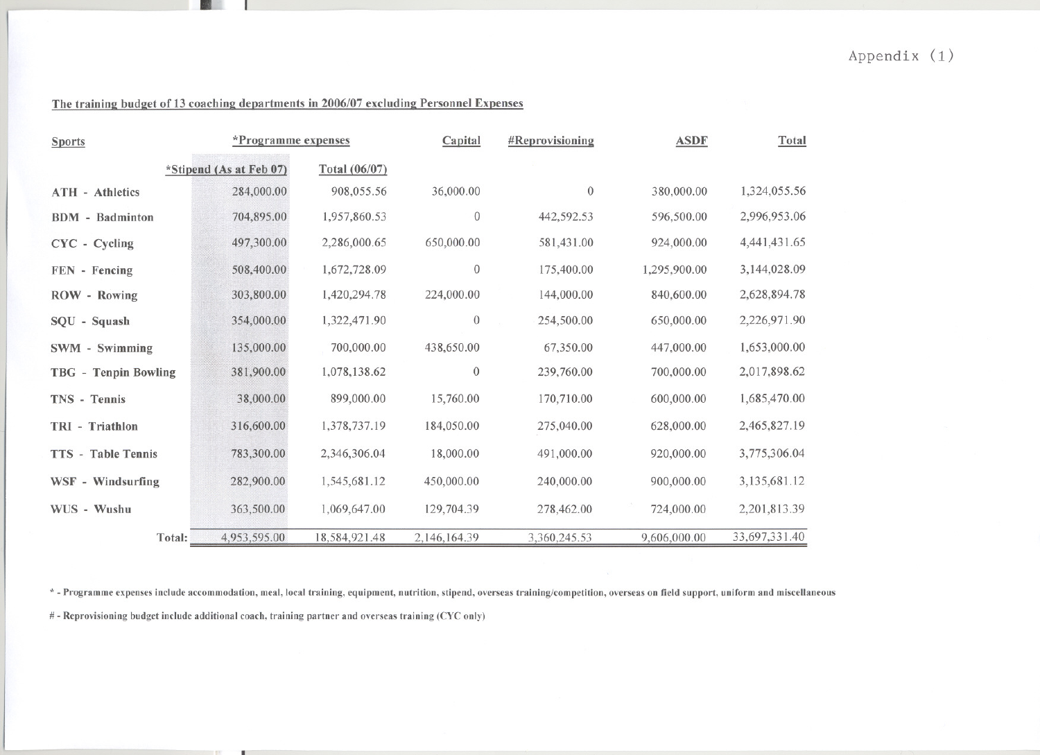Appendix (1)

**The training budget of 13 coaching departments in 2006/07 excluding Personnel Expenses**

| Sports | *Programme expenses | | Capital | #Reprovisioning | ASDF | Total |
|---|---|---|---|---|---|---|
| | *Stipend (As at Feb 07) | Total (06/07) | | | | |
| ATH - Athletics | 284,000.00 | 908,055.56 | 36,000.00 | 0 | 380,000.00 | 1,324,055.56 |
| BDM - Badminton | 704,895.00 | 1,957,860.53 | 0 | 442,592.53 | 596,500.00 | 2,996,953.06 |
| CYC - Cycling | 497,300.00 | 2,286,000.65 | 650,000.00 | 581,431.00 | 924,000.00 | 4,441,431.65 |
| FEN - Fencing | 508,400.00 | 1,672,728.09 | 0 | 175,400.00 | 1,295,900.00 | 3,144,028.09 |
| ROW - Rowing | 303,800.00 | 1,420,294.78 | 224,000.00 | 144,000.00 | 840,600.00 | 2,628,894.78 |
| SQU - Squash | 354,000.00 | 1,322,471.90 | 0 | 254,500.00 | 650,000.00 | 2,226,971.90 |
| SWM - Swimming | 135,000.00 | 700,000.00 | 438,650.00 | 67,350.00 | 447,000.00 | 1,653,000.00 |
| TBG - Tenpin Bowling | 381,900.00 | 1,078,138.62 | 0 | 239,760.00 | 700,000.00 | 2,017,898.62 |
| TNS - Tennis | 38,000.00 | 899,000.00 | 15,760.00 | 170,710.00 | 600,000.00 | 1,685,470.00 |
| TRI - Triathlon | 316,600.00 | 1,378,737.19 | 184,050.00 | 275,040.00 | 628,000.00 | 2,465,827.19 |
| TTS - Table Tennis | 783,300.00 | 2,346,306.04 | 18,000.00 | 491,000.00 | 920,000.00 | 3,775,306.04 |
| WSF - Windsurfing | 282,900.00 | 1,545,681.12 | 450,000.00 | 240,000.00 | 900,000.00 | 3,135,681.12 |
| WUS - Wushu | 363,500.00 | 1,069,647.00 | 129,704.39 | 278,462.00 | 724,000.00 | 2,201,813.39 |
| Total: | 4,953,595.00 | 18,584,921.48 | 2,146,164.39 | 3,360,245.53 | 9,606,000.00 | 33,697,331.40 |

* - Programme expenses include accommodation, meal, local training, equipment, nutrition, stipend, overseas training/competition, overseas on field support, uniform and miscellaneous

# - Reprovisioning budget include additional coach, training partner and overseas training (CYC only)